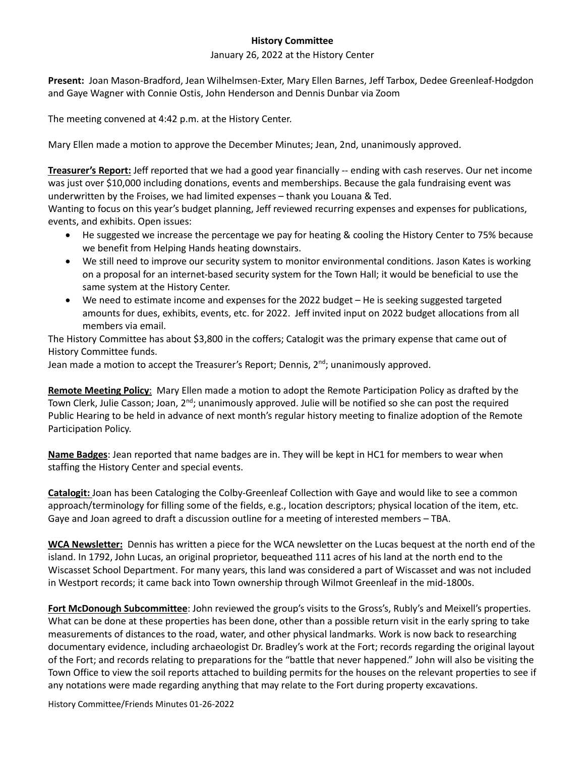**History Committee**

January 26, 2022 at the History Center

**Present:** Joan Mason-Bradford, Jean Wilhelmsen-Exter, Mary Ellen Barnes, Jeff Tarbox, Dedee Greenleaf-Hodgdon and Gaye Wagner with Connie Ostis, John Henderson and Dennis Dunbar via Zoom

The meeting convened at 4:42 p.m. at the History Center.

Mary Ellen made a motion to approve the December Minutes; Jean, 2nd, unanimously approved.

**Treasurer's Report:** Jeff reported that we had a good year financially -- ending with cash reserves. Our net income was just over $10,000 including donations, events and memberships. Because the gala fundraising event was underwritten by the Froises, we had limited expenses – thank you Louana & Ted.

Wanting to focus on this year's budget planning, Jeff reviewed recurring expenses and expenses for publications, events, and exhibits. Open issues:

- He suggested we increase the percentage we pay for heating & cooling the History Center to 75% because we benefit from Helping Hands heating downstairs.
- We still need to improve our security system to monitor environmental conditions. Jason Kates is working on a proposal for an internet-based security system for the Town Hall; it would be beneficial to use the same system at the History Center.
- We need to estimate income and expenses for the 2022 budget – He is seeking suggested targeted amounts for dues, exhibits, events, etc. for 2022. Jeff invited input on 2022 budget allocations from all members via email.

The History Committee has about $3,800 in the coffers; Catalogit was the primary expense that came out of History Committee funds.

Jean made a motion to accept the Treasurer's Report; Dennis, 2nd; unanimously approved.

**Remote Meeting Policy**: Mary Ellen made a motion to adopt the Remote Participation Policy as drafted by the Town Clerk, Julie Casson; Joan, 2nd; unanimously approved. Julie will be notified so she can post the required Public Hearing to be held in advance of next month's regular history meeting to finalize adoption of the Remote Participation Policy.

**Name Badges**: Jean reported that name badges are in. They will be kept in HC1 for members to wear when staffing the History Center and special events.

**Catalogit:** Joan has been Cataloging the Colby-Greenleaf Collection with Gaye and would like to see a common approach/terminology for filling some of the fields, e.g., location descriptors; physical location of the item, etc. Gaye and Joan agreed to draft a discussion outline for a meeting of interested members – TBA.

**WCA Newsletter:** Dennis has written a piece for the WCA newsletter on the Lucas bequest at the north end of the island. In 1792, John Lucas, an original proprietor, bequeathed 111 acres of his land at the north end to the Wiscasset School Department. For many years, this land was considered a part of Wiscasset and was not included in Westport records; it came back into Town ownership through Wilmot Greenleaf in the mid-1800s.

**Fort McDonough Subcommittee**: John reviewed the group's visits to the Gross's, Rubly's and Meixell's properties. What can be done at these properties has been done, other than a possible return visit in the early spring to take measurements of distances to the road, water, and other physical landmarks. Work is now back to researching documentary evidence, including archaeologist Dr. Bradley's work at the Fort; records regarding the original layout of the Fort; and records relating to preparations for the "battle that never happened." John will also be visiting the Town Office to view the soil reports attached to building permits for the houses on the relevant properties to see if any notations were made regarding anything that may relate to the Fort during property excavations.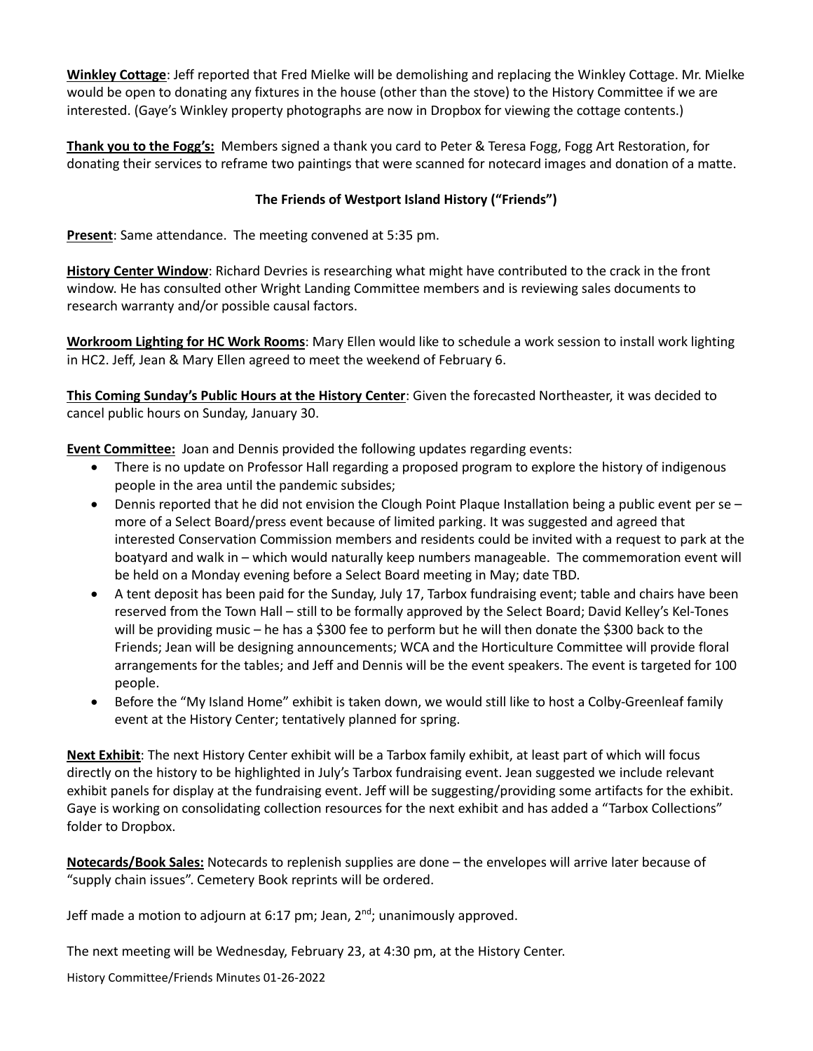**Winkley Cottage**: Jeff reported that Fred Mielke will be demolishing and replacing the Winkley Cottage. Mr. Mielke would be open to donating any fixtures in the house (other than the stove) to the History Committee if we are interested. (Gaye's Winkley property photographs are now in Dropbox for viewing the cottage contents.)

**Thank you to the Fogg's:** Members signed a thank you card to Peter & Teresa Fogg, Fogg Art Restoration, for donating their services to reframe two paintings that were scanned for notecard images and donation of a matte.

**The Friends of Westport Island History ("Friends")**

**Present**: Same attendance. The meeting convened at 5:35 pm.

**History Center Window**: Richard Devries is researching what might have contributed to the crack in the front window. He has consulted other Wright Landing Committee members and is reviewing sales documents to research warranty and/or possible causal factors.

**Workroom Lighting for HC Work Rooms**: Mary Ellen would like to schedule a work session to install work lighting in HC2. Jeff, Jean & Mary Ellen agreed to meet the weekend of February 6.

**This Coming Sunday's Public Hours at the History Center**: Given the forecasted Northeaster, it was decided to cancel public hours on Sunday, January 30.

**Event Committee:** Joan and Dennis provided the following updates regarding events:

- There is no update on Professor Hall regarding a proposed program to explore the history of indigenous people in the area until the pandemic subsides;
- Dennis reported that he did not envision the Clough Point Plaque Installation being a public event per se – more of a Select Board/press event because of limited parking. It was suggested and agreed that interested Conservation Commission members and residents could be invited with a request to park at the boatyard and walk in – which would naturally keep numbers manageable. The commemoration event will be held on a Monday evening before a Select Board meeting in May; date TBD.
- A tent deposit has been paid for the Sunday, July 17, Tarbox fundraising event; table and chairs have been reserved from the Town Hall – still to be formally approved by the Select Board; David Kelley's Kel-Tones will be providing music – he has a $300 fee to perform but he will then donate the $300 back to the Friends; Jean will be designing announcements; WCA and the Horticulture Committee will provide floral arrangements for the tables; and Jeff and Dennis will be the event speakers. The event is targeted for 100 people.
- Before the "My Island Home" exhibit is taken down, we would still like to host a Colby-Greenleaf family event at the History Center; tentatively planned for spring.

**Next Exhibit**: The next History Center exhibit will be a Tarbox family exhibit, at least part of which will focus directly on the history to be highlighted in July's Tarbox fundraising event. Jean suggested we include relevant exhibit panels for display at the fundraising event. Jeff will be suggesting/providing some artifacts for the exhibit. Gaye is working on consolidating collection resources for the next exhibit and has added a "Tarbox Collections" folder to Dropbox.

**Notecards/Book Sales:** Notecards to replenish supplies are done – the envelopes will arrive later because of "supply chain issues". Cemetery Book reprints will be ordered.

Jeff made a motion to adjourn at 6:17 pm; Jean, 2nd; unanimously approved.

The next meeting will be Wednesday, February 23, at 4:30 pm, at the History Center.